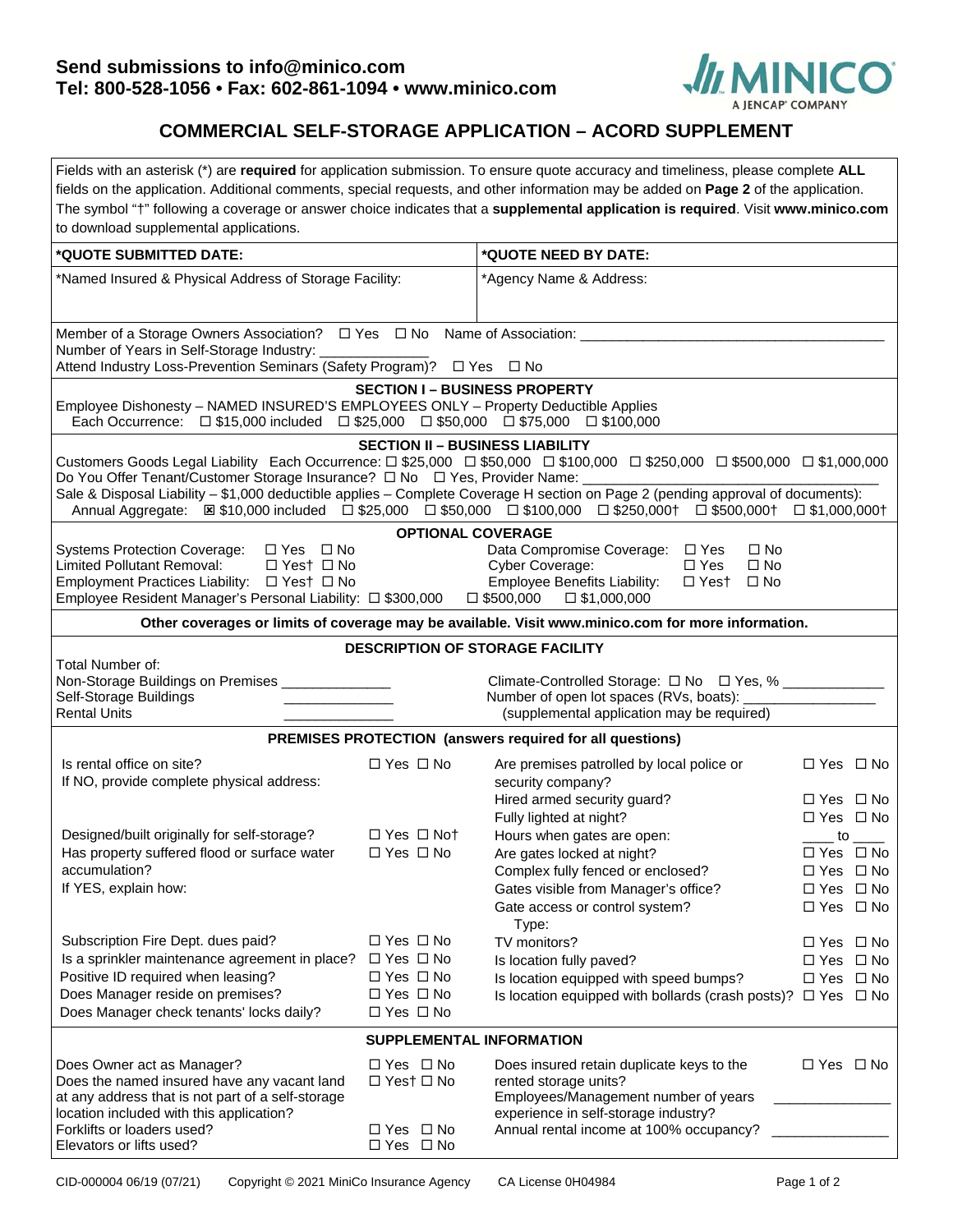Send submissions to info@minico.com
Tel: 800-528-1056 • Fax: 602-861-1094 • www.minico.com

MINICO A JENCAP® COMPANY

# COMMERCIAL SELF-STORAGE APPLICATION – ACORD SUPPLEMENT

Fields with an asterisk (*) are **required** for application submission. To ensure quote accuracy and timeliness, please complete **ALL** fields on the application. Additional comments, special requests, and other information may be added on **Page 2** of the application. The symbol "†" following a coverage or answer choice indicates that a **supplemental application is required**. Visit **www.minico.com** to download supplemental applications.

| **\*QUOTE SUBMITTED DATE:** | **\*QUOTE NEED BY DATE:** |
|---|---|
| \*Named Insured & Physical Address of Storage Facility: | \*Agency Name & Address: |

Member of a Storage Owners Association? ☐ Yes ☐ No Name of Association: ______________________
Number of Years in Self-Storage Industry: ______________
Attend Industry Loss-Prevention Seminars (Safety Program)? ☐ Yes ☐ No

## SECTION I – BUSINESS PROPERTY

Employee Dishonesty – NAMED INSURED'S EMPLOYEES ONLY – Property Deductible Applies
Each Occurrence: ☐ $15,000 included ☐ $25,000 ☐ $50,000 ☐ $75,000 ☐ $100,000

## SECTION II – BUSINESS LIABILITY

Customers Goods Legal Liability Each Occurrence: ☐ $25,000 ☐ $50,000 ☐ $100,000 ☐ $250,000 ☐ $500,000 ☐ $1,000,000
Do You Offer Tenant/Customer Storage Insurance? ☐ No ☐ Yes, Provider Name: ______________________
Sale & Disposal Liability – $1,000 deductible applies – Complete Coverage H section on Page 2 (pending approval of documents):
Annual Aggregate: ☒ $10,000 included ☐ $25,000 ☐ $50,000 ☐ $100,000 ☐ $250,000† ☐ $500,000† ☐ $1,000,000†

## OPTIONAL COVERAGE

| | | | |
|---|---|---|---|
| Systems Protection Coverage: | ☐ Yes ☐ No | Data Compromise Coverage: | ☐ Yes ☐ No |
| Limited Pollutant Removal: | ☐ Yes† ☐ No | Cyber Coverage: | ☐ Yes ☐ No |
| Employment Practices Liability: | ☐ Yes† ☐ No | Employee Benefits Liability: | ☐ Yes† ☐ No |

Employee Resident Manager's Personal Liability: ☐ $300,000 ☐ $500,000 ☐ $1,000,000

**Other coverages or limits of coverage may be available. Visit www.minico.com for more information.**

## DESCRIPTION OF STORAGE FACILITY

Total Number of:
Non-Storage Buildings on Premises ______________
Self-Storage Buildings ______________
Rental Units ______________

Climate-Controlled Storage: ☐ No ☐ Yes, % ____________
Number of open lot spaces (RVs, boats): ______________
(supplemental application may be required)

## PREMISES PROTECTION (answers required for all questions)

| | | | |
|---|---|---|---|
| Is rental office on site? If NO, provide complete physical address: | ☐ Yes ☐ No | Are premises patrolled by local police or security company? | ☐ Yes ☐ No |
| | | Hired armed security guard? | ☐ Yes ☐ No |
| | | Fully lighted at night? | ☐ Yes ☐ No |
| Designed/built originally for self-storage? | ☐ Yes ☐ No† | Hours when gates are open: | ____ to ____ |
| Has property suffered flood or surface water accumulation? If YES, explain how: | ☐ Yes ☐ No | Are gates locked at night? | ☐ Yes ☐ No |
| | | Complex fully fenced or enclosed? | ☐ Yes ☐ No |
| | | Gates visible from Manager's office? | ☐ Yes ☐ No |
| | | Gate access or control system? Type: | ☐ Yes ☐ No |
| Subscription Fire Dept. dues paid? | ☐ Yes ☐ No | TV monitors? | ☐ Yes ☐ No |
| Is a sprinkler maintenance agreement in place? | ☐ Yes ☐ No | Is location fully paved? | ☐ Yes ☐ No |
| Positive ID required when leasing? | ☐ Yes ☐ No | Is location equipped with speed bumps? | ☐ Yes ☐ No |
| Does Manager reside on premises? | ☐ Yes ☐ No | Is location equipped with bollards (crash posts)? | ☐ Yes ☐ No |
| Does Manager check tenants' locks daily? | ☐ Yes ☐ No | | |

## SUPPLEMENTAL INFORMATION

| | | | |
|---|---|---|---|
| Does Owner act as Manager? | ☐ Yes ☐ No | Does insured retain duplicate keys to the rented storage units? | ☐ Yes ☐ No |
| Does the named insured have any vacant land at any address that is not part of a self-storage location included with this application? | ☐ Yes† ☐ No | Employees/Management number of years experience in self-storage industry? | ______________ |
| Forklifts or loaders used? | ☐ Yes ☐ No | Annual rental income at 100% occupancy? | ______________ |
| Elevators or lifts used? | ☐ Yes ☐ No | | |

CID-000004 06/19 (07/21) Copyright © 2021 MiniCo Insurance Agency CA License 0H04984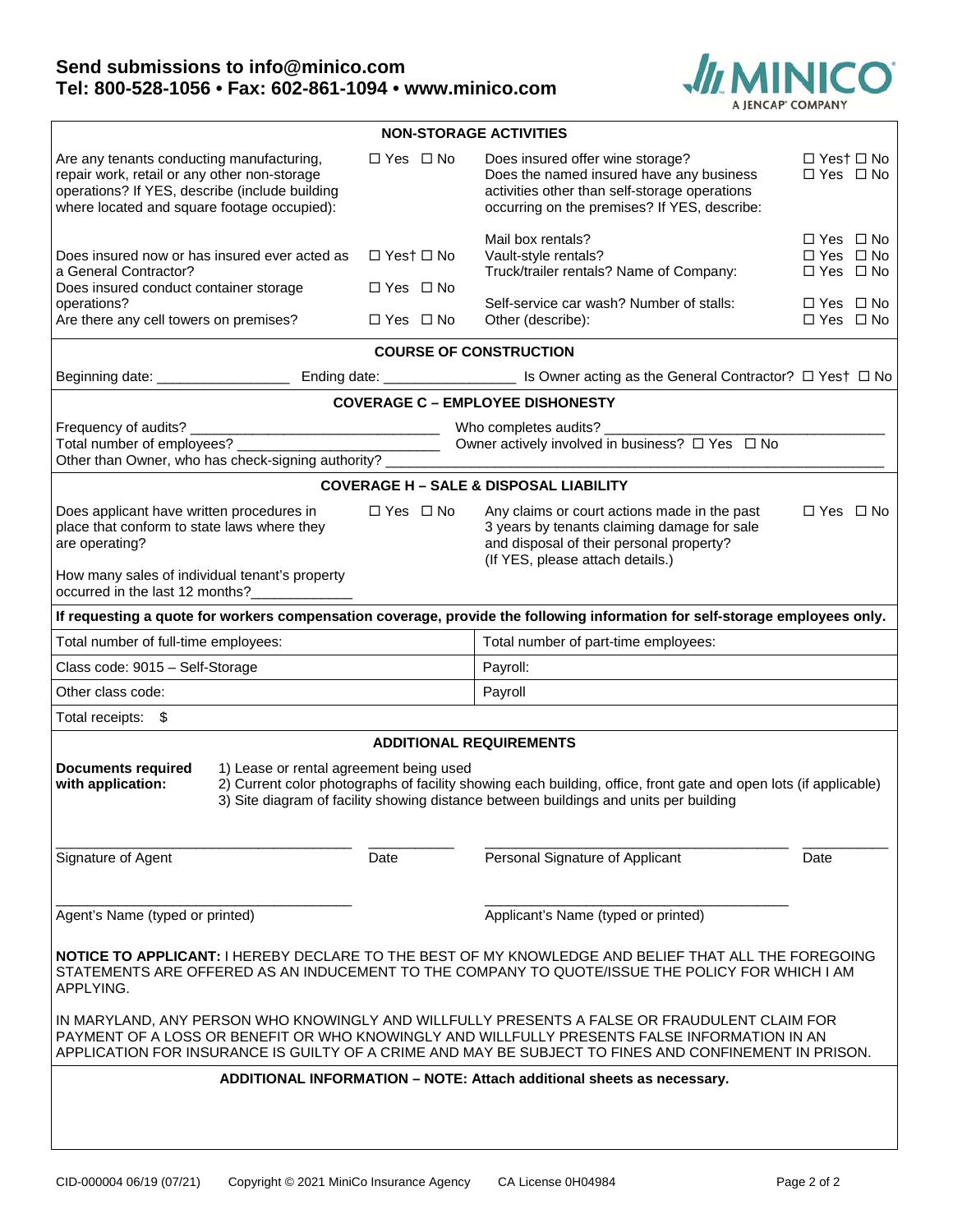**Send submissions to info@minico.com**
**Tel: 800-528-1056 • Fax: 602-861-1094 • www.minico.com**

MINICO A JENCAP® COMPANY

## NON-STORAGE ACTIVITIES

| | | | |
|---|---|---|---|
| Are any tenants conducting manufacturing, repair work, retail or any other non-storage operations? If YES, describe (include building where located and square footage occupied): | ☐ Yes ☐ No | Does insured offer wine storage? | ☐ Yes† ☐ No |
| | | Does the named insured have any business activities other than self-storage operations occurring on the premises? If YES, describe: | ☐ Yes ☐ No |
| | | Mail box rentals? | ☐ Yes ☐ No |
| Does insured now or has insured ever acted as a General Contractor? | ☐ Yes† ☐ No | Vault-style rentals? | ☐ Yes ☐ No |
| Does insured conduct container storage operations? | ☐ Yes ☐ No | Truck/trailer rentals? Name of Company: | ☐ Yes ☐ No |
| | | Self-service car wash? Number of stalls: | ☐ Yes ☐ No |
| Are there any cell towers on premises? | ☐ Yes ☐ No | Other (describe): | ☐ Yes ☐ No |

## COURSE OF CONSTRUCTION

Beginning date: _________________ Ending date: _________________ Is Owner acting as the General Contractor? ☐ Yes† ☐ No

## COVERAGE C – EMPLOYEE DISHONESTY

Frequency of audits? _______________________________ Who completes audits? ___________________________________

Total number of employees? __________________________ Owner actively involved in business? ☐ Yes ☐ No

Other than Owner, who has check-signing authority? ____________________________________________________________

## COVERAGE H – SALE & DISPOSAL LIABILITY

| | | | |
|---|---|---|---|
| Does applicant have written procedures in place that conform to state laws where they are operating? | ☐ Yes ☐ No | Any claims or court actions made in the past 3 years by tenants claiming damage for sale and disposal of their personal property? (If YES, please attach details.) | ☐ Yes ☐ No |

How many sales of individual tenant's property occurred in the last 12 months?_____________

**If requesting a quote for workers compensation coverage, provide the following information for self-storage employees only.**

| | |
|---|---|
| Total number of full-time employees: | Total number of part-time employees: |
| Class code: 9015 – Self-Storage | Payroll: |
| Other class code: | Payroll |
| Total receipts: $ | |

## ADDITIONAL REQUIREMENTS

**Documents required with application:**
1) Lease or rental agreement being used
2) Current color photographs of facility showing each building, office, front gate and open lots (if applicable)
3) Site diagram of facility showing distance between buildings and units per building

_______________________________________ ___________ _______________________________________ ___________

Signature of Agent | Date | Personal Signature of Applicant | Date

_______________________________________ _______________________________________

Agent's Name (typed or printed) | Applicant's Name (typed or printed)

**NOTICE TO APPLICANT:** I HEREBY DECLARE TO THE BEST OF MY KNOWLEDGE AND BELIEF THAT ALL THE FOREGOING STATEMENTS ARE OFFERED AS AN INDUCEMENT TO THE COMPANY TO QUOTE/ISSUE THE POLICY FOR WHICH I AM APPLYING.

IN MARYLAND, ANY PERSON WHO KNOWINGLY AND WILLFULLY PRESENTS A FALSE OR FRAUDULENT CLAIM FOR PAYMENT OF A LOSS OR BENEFIT OR WHO KNOWINGLY AND WILLFULLY PRESENTS FALSE INFORMATION IN AN APPLICATION FOR INSURANCE IS GUILTY OF A CRIME AND MAY BE SUBJECT TO FINES AND CONFINEMENT IN PRISON.

**ADDITIONAL INFORMATION – NOTE: Attach additional sheets as necessary.**

CID-000004 06/19 (07/21) Copyright © 2021 MiniCo Insurance Agency CA License 0H04984